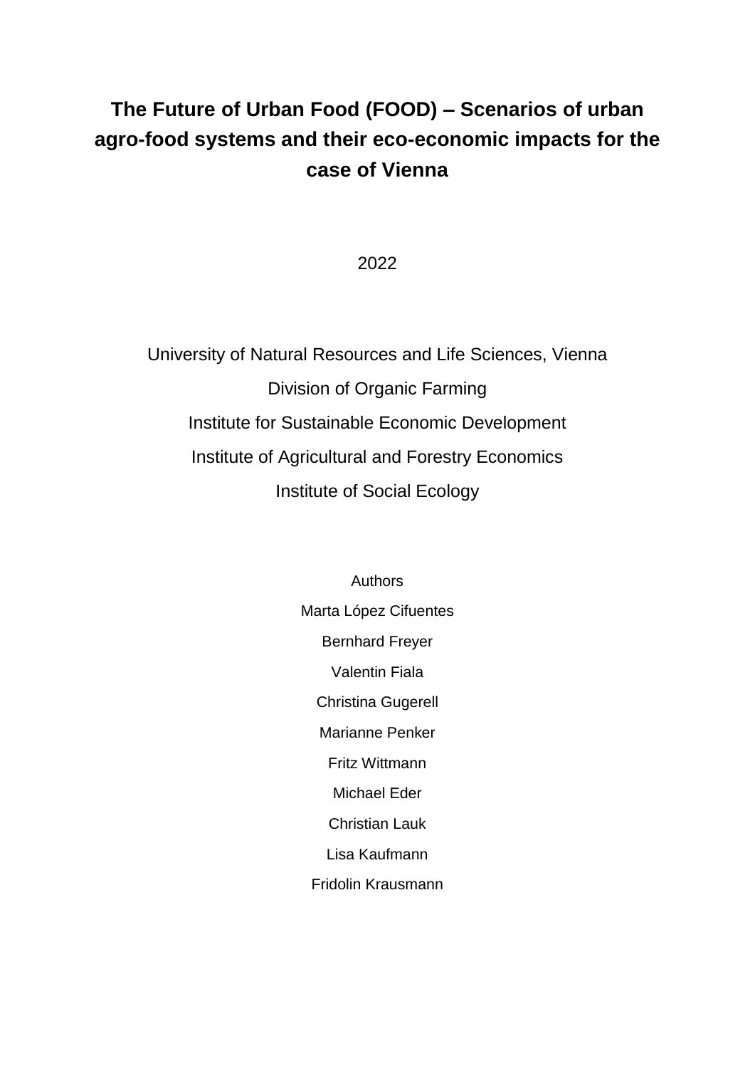# The Future of Urban Food (FOOD) – Scenarios of urban agro-food systems and their eco-economic impacts for the case of Vienna

2022

University of Natural Resources and Life Sciences, Vienna

Division of Organic Farming

Institute for Sustainable Economic Development

Institute of Agricultural and Forestry Economics

Institute of Social Ecology

Authors

Marta López Cifuentes

Bernhard Freyer

Valentin Fiala

Christina Gugerell

Marianne Penker

Fritz Wittmann

Michael Eder

Christian Lauk

Lisa Kaufmann

Fridolin Krausmann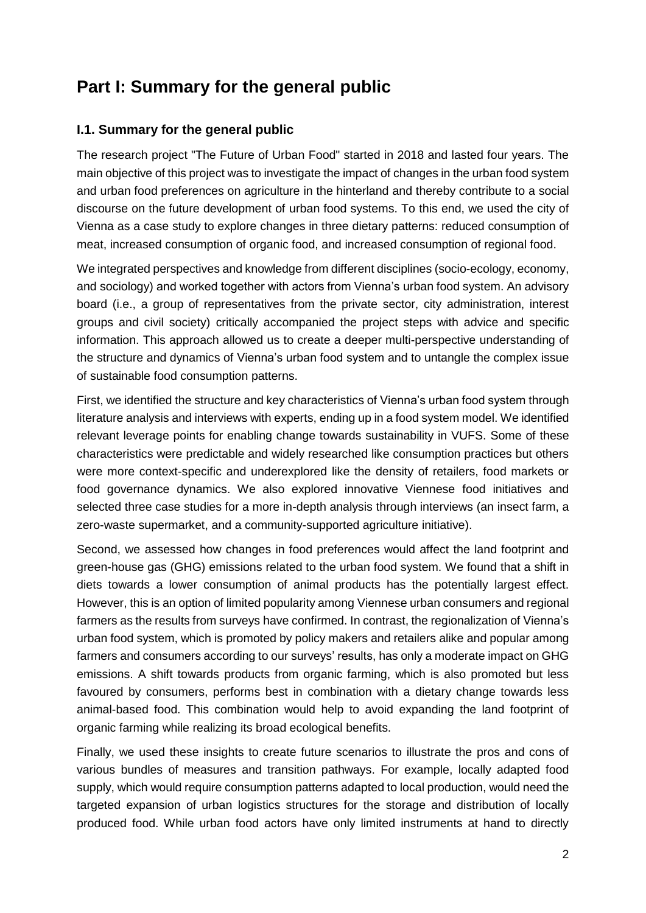# Part I: Summary for the general public

## I.1. Summary for the general public

The research project "The Future of Urban Food" started in 2018 and lasted four years. The main objective of this project was to investigate the impact of changes in the urban food system and urban food preferences on agriculture in the hinterland and thereby contribute to a social discourse on the future development of urban food systems. To this end, we used the city of Vienna as a case study to explore changes in three dietary patterns: reduced consumption of meat, increased consumption of organic food, and increased consumption of regional food.

We integrated perspectives and knowledge from different disciplines (socio-ecology, economy, and sociology) and worked together with actors from Vienna's urban food system. An advisory board (i.e., a group of representatives from the private sector, city administration, interest groups and civil society) critically accompanied the project steps with advice and specific information. This approach allowed us to create a deeper multi-perspective understanding of the structure and dynamics of Vienna's urban food system and to untangle the complex issue of sustainable food consumption patterns.

First, we identified the structure and key characteristics of Vienna's urban food system through literature analysis and interviews with experts, ending up in a food system model. We identified relevant leverage points for enabling change towards sustainability in VUFS. Some of these characteristics were predictable and widely researched like consumption practices but others were more context-specific and underexplored like the density of retailers, food markets or food governance dynamics. We also explored innovative Viennese food initiatives and selected three case studies for a more in-depth analysis through interviews (an insect farm, a zero-waste supermarket, and a community-supported agriculture initiative).

Second, we assessed how changes in food preferences would affect the land footprint and green-house gas (GHG) emissions related to the urban food system. We found that a shift in diets towards a lower consumption of animal products has the potentially largest effect. However, this is an option of limited popularity among Viennese urban consumers and regional farmers as the results from surveys have confirmed. In contrast, the regionalization of Vienna's urban food system, which is promoted by policy makers and retailers alike and popular among farmers and consumers according to our surveys' results, has only a moderate impact on GHG emissions. A shift towards products from organic farming, which is also promoted but less favoured by consumers, performs best in combination with a dietary change towards less animal-based food. This combination would help to avoid expanding the land footprint of organic farming while realizing its broad ecological benefits.

Finally, we used these insights to create future scenarios to illustrate the pros and cons of various bundles of measures and transition pathways. For example, locally adapted food supply, which would require consumption patterns adapted to local production, would need the targeted expansion of urban logistics structures for the storage and distribution of locally produced food. While urban food actors have only limited instruments at hand to directly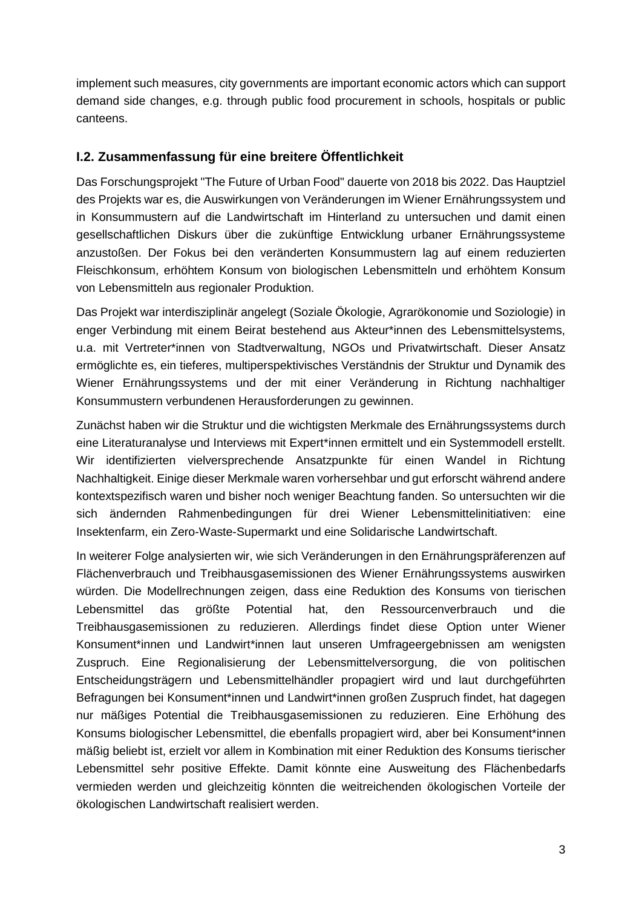implement such measures, city governments are important economic actors which can support demand side changes, e.g. through public food procurement in schools, hospitals or public canteens.

## I.2. Zusammenfassung für eine breitere Öffentlichkeit

Das Forschungsprojekt "The Future of Urban Food" dauerte von 2018 bis 2022. Das Hauptziel des Projekts war es, die Auswirkungen von Veränderungen im Wiener Ernährungssystem und in Konsummustern auf die Landwirtschaft im Hinterland zu untersuchen und damit einen gesellschaftlichen Diskurs über die zukünftige Entwicklung urbaner Ernährungssysteme anzustoßen. Der Fokus bei den veränderten Konsummustern lag auf einem reduzierten Fleischkonsum, erhöhtem Konsum von biologischen Lebensmitteln und erhöhtem Konsum von Lebensmitteln aus regionaler Produktion.

Das Projekt war interdisziplinär angelegt (Soziale Ökologie, Agrarökonomie und Soziologie) in enger Verbindung mit einem Beirat bestehend aus Akteur*innen des Lebensmittelsystems, u.a. mit Vertreter*innen von Stadtverwaltung, NGOs und Privatwirtschaft. Dieser Ansatz ermöglichte es, ein tieferes, multiperspektivisches Verständnis der Struktur und Dynamik des Wiener Ernährungssystems und der mit einer Veränderung in Richtung nachhaltiger Konsummustern verbundenen Herausforderungen zu gewinnen.

Zunächst haben wir die Struktur und die wichtigsten Merkmale des Ernährungssystems durch eine Literaturanalyse und Interviews mit Expert*innen ermittelt und ein Systemmodell erstellt. Wir identifizierten vielversprechende Ansatzpunkte für einen Wandel in Richtung Nachhaltigkeit. Einige dieser Merkmale waren vorhersehbar und gut erforscht während andere kontextspezifisch waren und bisher noch weniger Beachtung fanden. So untersuchten wir die sich ändernden Rahmenbedingungen für drei Wiener Lebensmittelinitiativen: eine Insektenfarm, ein Zero-Waste-Supermarkt und eine Solidarische Landwirtschaft.

In weiterer Folge analysierten wir, wie sich Veränderungen in den Ernährungspräferenzen auf Flächenverbrauch und Treibhausgasemissionen des Wiener Ernährungssystems auswirken würden. Die Modellrechnungen zeigen, dass eine Reduktion des Konsums von tierischen Lebensmittel das größte Potential hat, den Ressourcenverbrauch und die Treibhausgasemissionen zu reduzieren. Allerdings findet diese Option unter Wiener Konsument*innen und Landwirt*innen laut unseren Umfrageergebnissen am wenigsten Zuspruch. Eine Regionalisierung der Lebensmittelversorgung, die von politischen Entscheidungsträgern und Lebensmittelhändler propagiert wird und laut durchgeführten Befragungen bei Konsument*innen und Landwirt*innen großen Zuspruch findet, hat dagegen nur mäßiges Potential die Treibhausgasemissionen zu reduzieren. Eine Erhöhung des Konsums biologischer Lebensmittel, die ebenfalls propagiert wird, aber bei Konsument*innen mäßig beliebt ist, erzielt vor allem in Kombination mit einer Reduktion des Konsums tierischer Lebensmittel sehr positive Effekte. Damit könnte eine Ausweitung des Flächenbedarfs vermieden werden und gleichzeitig könnten die weitreichenden ökologischen Vorteile der ökologischen Landwirtschaft realisiert werden.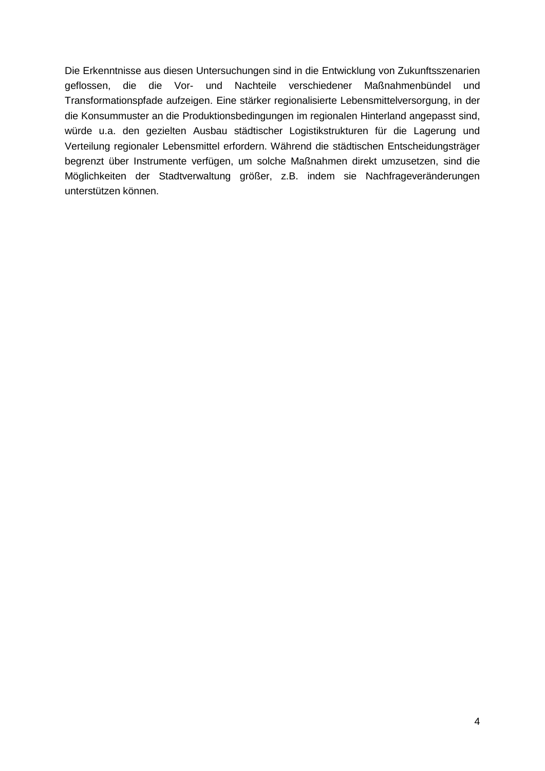Die Erkenntnisse aus diesen Untersuchungen sind in die Entwicklung von Zukunftsszenarien geflossen, die die Vor- und Nachteile verschiedener Maßnahmenbündel und Transformationspfade aufzeigen. Eine stärker regionalisierte Lebensmittelversorgung, in der die Konsummuster an die Produktionsbedingungen im regionalen Hinterland angepasst sind, würde u.a. den gezielten Ausbau städtischer Logistikstrukturen für die Lagerung und Verteilung regionaler Lebensmittel erfordern. Während die städtischen Entscheidungsträger begrenzt über Instrumente verfügen, um solche Maßnahmen direkt umzusetzen, sind die Möglichkeiten der Stadtverwaltung größer, z.B. indem sie Nachfrageveränderungen unterstützen können.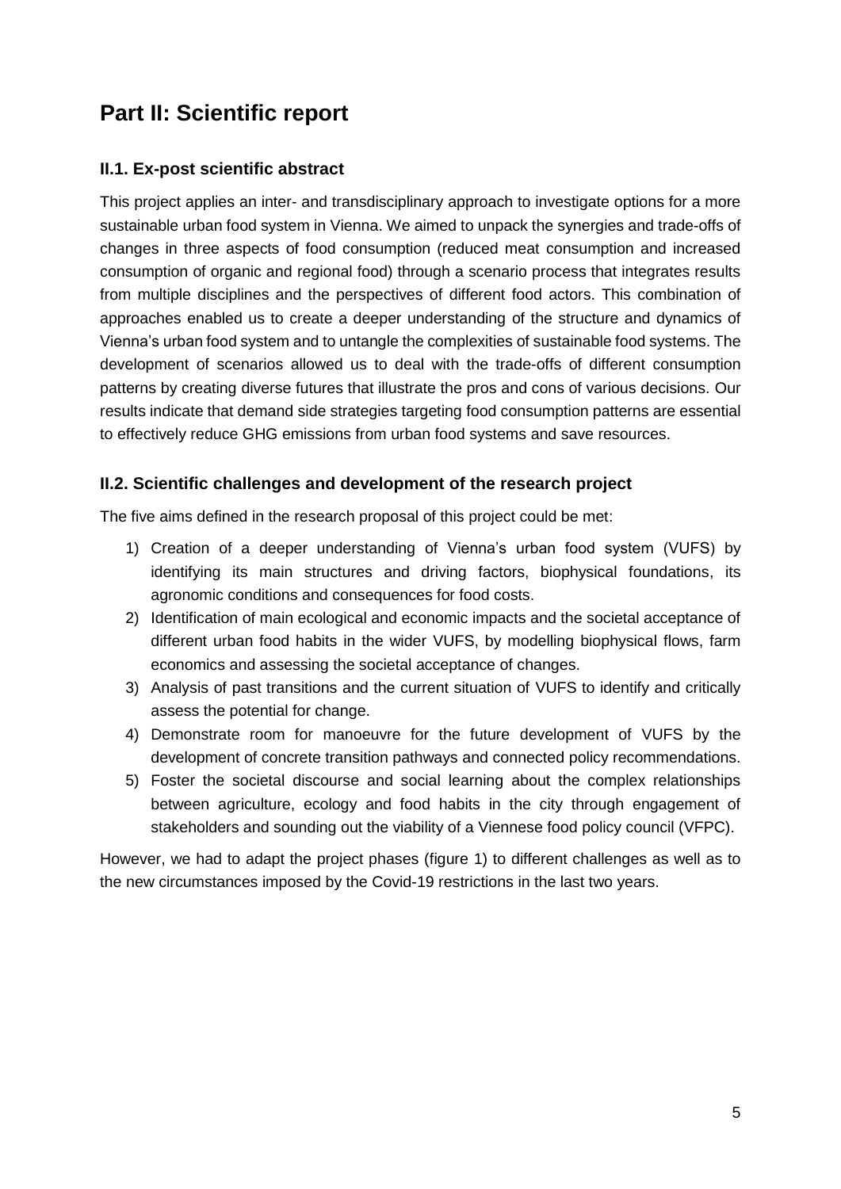# Part II: Scientific report

## II.1. Ex-post scientific abstract

This project applies an inter- and transdisciplinary approach to investigate options for a more sustainable urban food system in Vienna. We aimed to unpack the synergies and trade-offs of changes in three aspects of food consumption (reduced meat consumption and increased consumption of organic and regional food) through a scenario process that integrates results from multiple disciplines and the perspectives of different food actors. This combination of approaches enabled us to create a deeper understanding of the structure and dynamics of Vienna's urban food system and to untangle the complexities of sustainable food systems. The development of scenarios allowed us to deal with the trade-offs of different consumption patterns by creating diverse futures that illustrate the pros and cons of various decisions. Our results indicate that demand side strategies targeting food consumption patterns are essential to effectively reduce GHG emissions from urban food systems and save resources.

## II.2. Scientific challenges and development of the research project

The five aims defined in the research proposal of this project could be met:

1) Creation of a deeper understanding of Vienna's urban food system (VUFS) by identifying its main structures and driving factors, biophysical foundations, its agronomic conditions and consequences for food costs.
2) Identification of main ecological and economic impacts and the societal acceptance of different urban food habits in the wider VUFS, by modelling biophysical flows, farm economics and assessing the societal acceptance of changes.
3) Analysis of past transitions and the current situation of VUFS to identify and critically assess the potential for change.
4) Demonstrate room for manoeuvre for the future development of VUFS by the development of concrete transition pathways and connected policy recommendations.
5) Foster the societal discourse and social learning about the complex relationships between agriculture, ecology and food habits in the city through engagement of stakeholders and sounding out the viability of a Viennese food policy council (VFPC).

However, we had to adapt the project phases (figure 1) to different challenges as well as to the new circumstances imposed by the Covid-19 restrictions in the last two years.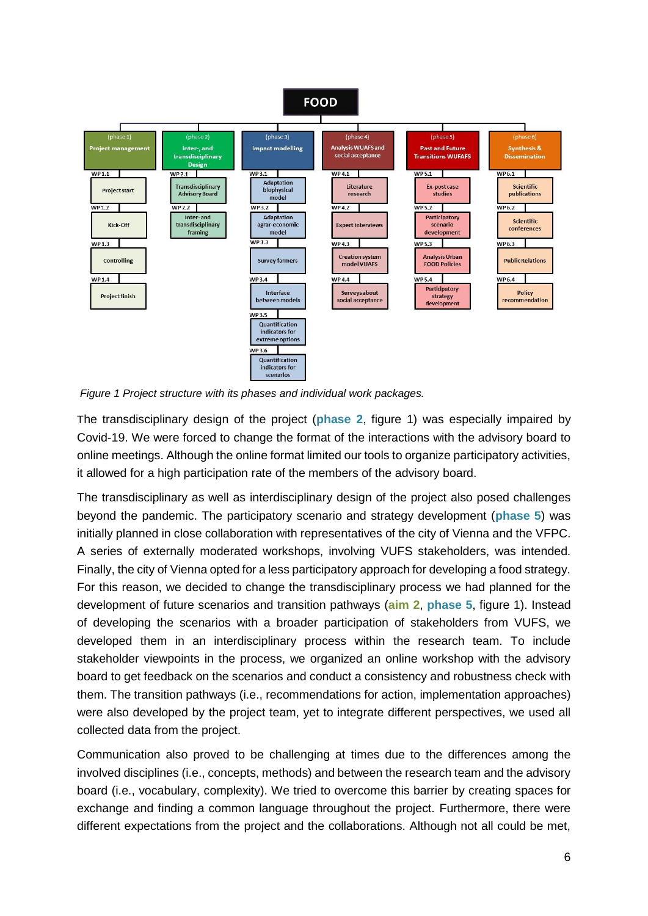**FOOD**

| (phase 1) Project management | (phase 2) Inter-, and transdisciplinary Design | (phase 3) Impact modelling | (phase 4) Analysis WUAFS and social acceptance | (phase 5) Past and Future Transitions WUFAFS | (phase 6) Synthesis & Dissemination |
|---|---|---|---|---|---|
| WP 1.1 Project start | WP 2.1 Transdisciplinary Advisory Board | WP 3.1 Adaptation biophysical model | WP 4.1 Literature research | WP 5.1 Ex-post case studies | WP 6.1 Scientific publications |
| WP 1.2 Kick-Off | WP 2.2 Inter- and transdisciplinary framing | WP 3.2 Adaptation agrar-economic model | WP 4.2 Expert interviews | WP 5.2 Participatory scenario development | WP 6.2 Scientific conferences |
| WP 1.3 Controlling | | WP 3.3 Survey farmers | WP 4.3 Creation system model VUAFS | WP 5.3 Analysis Urban FOOD Policies | WP 6.3 Public Relations |
| WP 1.4 Project finish | | WP 3.4 Interface between models | WP 4.4 Surveys about social acceptance | WP 5.4 Participatory strategy development | WP 6.4 Policy recommendation |
| | | WP 3.5 Quantification indicators for extreme options | | | |
| | | WP 3.6 Quantification indicators for scenarios | | | |

*Figure 1 Project structure with its phases and individual work packages.*

The transdisciplinary design of the project (**phase 2**, figure 1) was especially impaired by Covid-19. We were forced to change the format of the interactions with the advisory board to online meetings. Although the online format limited our tools to organize participatory activities, it allowed for a high participation rate of the members of the advisory board.

The transdisciplinary as well as interdisciplinary design of the project also posed challenges beyond the pandemic. The participatory scenario and strategy development (**phase 5**) was initially planned in close collaboration with representatives of the city of Vienna and the VFPC. A series of externally moderated workshops, involving VUFS stakeholders, was intended. Finally, the city of Vienna opted for a less participatory approach for developing a food strategy. For this reason, we decided to change the transdisciplinary process we had planned for the development of future scenarios and transition pathways (**aim 2**, **phase 5**, figure 1). Instead of developing the scenarios with a broader participation of stakeholders from VUFS, we developed them in an interdisciplinary process within the research team. To include stakeholder viewpoints in the process, we organized an online workshop with the advisory board to get feedback on the scenarios and conduct a consistency and robustness check with them. The transition pathways (i.e., recommendations for action, implementation approaches) were also developed by the project team, yet to integrate different perspectives, we used all collected data from the project.

Communication also proved to be challenging at times due to the differences among the involved disciplines (i.e., concepts, methods) and between the research team and the advisory board (i.e., vocabulary, complexity). We tried to overcome this barrier by creating spaces for exchange and finding a common language throughout the project. Furthermore, there were different expectations from the project and the collaborations. Although not all could be met,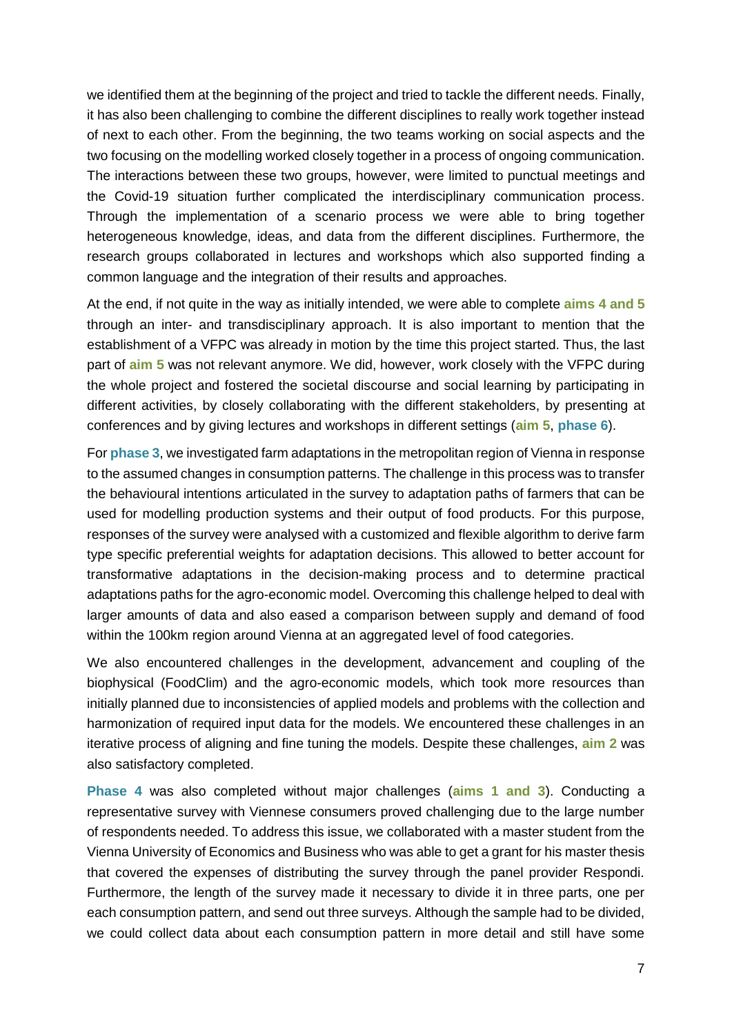we identified them at the beginning of the project and tried to tackle the different needs. Finally, it has also been challenging to combine the different disciplines to really work together instead of next to each other. From the beginning, the two teams working on social aspects and the two focusing on the modelling worked closely together in a process of ongoing communication. The interactions between these two groups, however, were limited to punctual meetings and the Covid-19 situation further complicated the interdisciplinary communication process. Through the implementation of a scenario process we were able to bring together heterogeneous knowledge, ideas, and data from the different disciplines. Furthermore, the research groups collaborated in lectures and workshops which also supported finding a common language and the integration of their results and approaches.

At the end, if not quite in the way as initially intended, we were able to complete **aims 4 and 5** through an inter- and transdisciplinary approach. It is also important to mention that the establishment of a VFPC was already in motion by the time this project started. Thus, the last part of **aim 5** was not relevant anymore. We did, however, work closely with the VFPC during the whole project and fostered the societal discourse and social learning by participating in different activities, by closely collaborating with the different stakeholders, by presenting at conferences and by giving lectures and workshops in different settings (**aim 5**, **phase 6**).

For **phase 3**, we investigated farm adaptations in the metropolitan region of Vienna in response to the assumed changes in consumption patterns. The challenge in this process was to transfer the behavioural intentions articulated in the survey to adaptation paths of farmers that can be used for modelling production systems and their output of food products. For this purpose, responses of the survey were analysed with a customized and flexible algorithm to derive farm type specific preferential weights for adaptation decisions. This allowed to better account for transformative adaptations in the decision-making process and to determine practical adaptations paths for the agro-economic model. Overcoming this challenge helped to deal with larger amounts of data and also eased a comparison between supply and demand of food within the 100km region around Vienna at an aggregated level of food categories.

We also encountered challenges in the development, advancement and coupling of the biophysical (FoodClim) and the agro-economic models, which took more resources than initially planned due to inconsistencies of applied models and problems with the collection and harmonization of required input data for the models. We encountered these challenges in an iterative process of aligning and fine tuning the models. Despite these challenges, **aim 2** was also satisfactory completed.

**Phase 4** was also completed without major challenges (**aims 1 and 3**). Conducting a representative survey with Viennese consumers proved challenging due to the large number of respondents needed. To address this issue, we collaborated with a master student from the Vienna University of Economics and Business who was able to get a grant for his master thesis that covered the expenses of distributing the survey through the panel provider Respondi. Furthermore, the length of the survey made it necessary to divide it in three parts, one per each consumption pattern, and send out three surveys. Although the sample had to be divided, we could collect data about each consumption pattern in more detail and still have some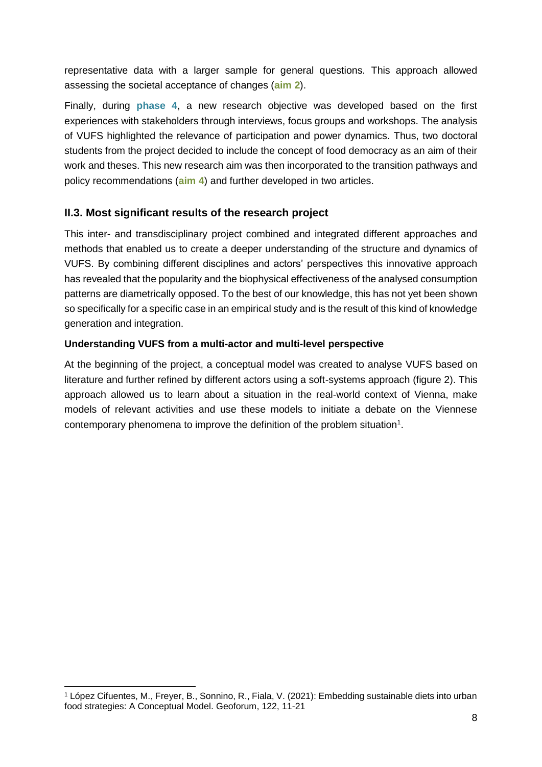representative data with a larger sample for general questions. This approach allowed assessing the societal acceptance of changes (**aim 2**).

Finally, during **phase 4**, a new research objective was developed based on the first experiences with stakeholders through interviews, focus groups and workshops. The analysis of VUFS highlighted the relevance of participation and power dynamics. Thus, two doctoral students from the project decided to include the concept of food democracy as an aim of their work and theses. This new research aim was then incorporated to the transition pathways and policy recommendations (**aim 4**) and further developed in two articles.

## II.3. Most significant results of the research project

This inter- and transdisciplinary project combined and integrated different approaches and methods that enabled us to create a deeper understanding of the structure and dynamics of VUFS. By combining different disciplines and actors' perspectives this innovative approach has revealed that the popularity and the biophysical effectiveness of the analysed consumption patterns are diametrically opposed. To the best of our knowledge, this has not yet been shown so specifically for a specific case in an empirical study and is the result of this kind of knowledge generation and integration.

### Understanding VUFS from a multi-actor and multi-level perspective

At the beginning of the project, a conceptual model was created to analyse VUFS based on literature and further refined by different actors using a soft-systems approach (figure 2). This approach allowed us to learn about a situation in the real-world context of Vienna, make models of relevant activities and use these models to initiate a debate on the Viennese contemporary phenomena to improve the definition of the problem situation[1].

[1] López Cifuentes, M., Freyer, B., Sonnino, R., Fiala, V. (2021): Embedding sustainable diets into urban food strategies: A Conceptual Model. Geoforum, 122, 11-21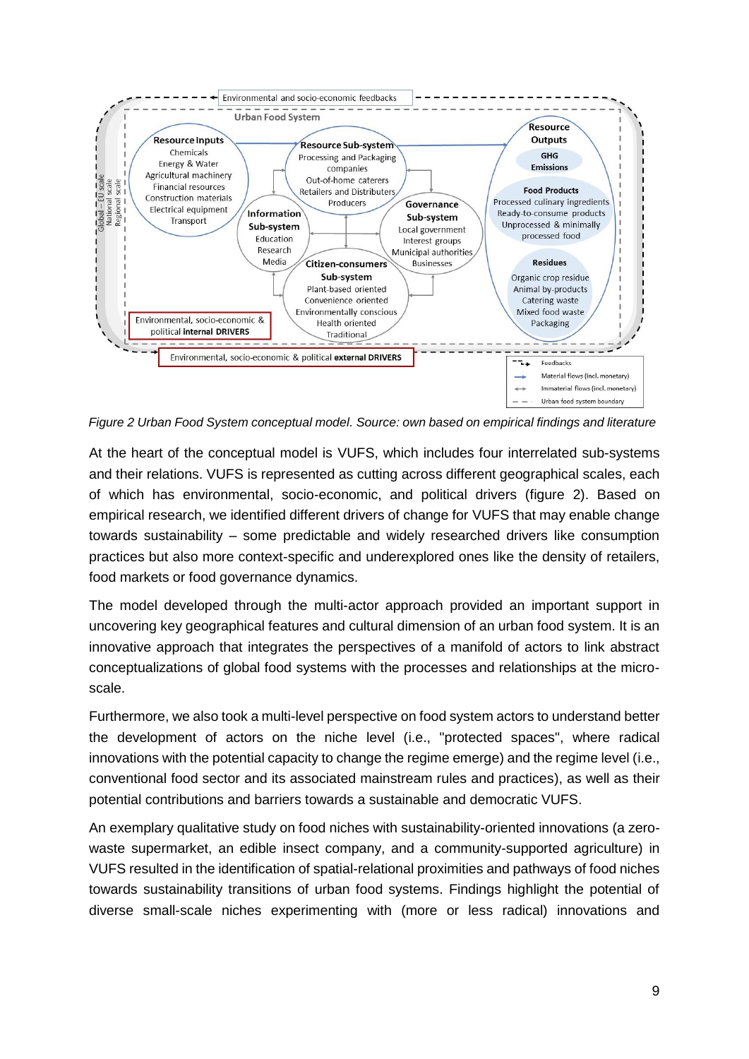Environmental and socio-economic feedbacks

Urban Food System

Global – EU scale
National scale
Regional scale

**Resource Inputs**
Chemicals
Energy & Water
Agricultural machinery
Financial resources
Construction materials
Electrical equipment
Transport

**Resource Sub-system**
Processing and Packaging companies
Out-of-home caterers
Retailers and Distributers
Producers

**Information Sub-system**
Education
Research
Media

**Governance Sub-system**
Local government
Interest groups
Municipal authorities
Businesses

**Citizen-consumers Sub-system**
Plant-based oriented
Convenience oriented
Environmentally conscious
Health oriented
Traditional

**Resource Outputs**

**GHG Emissions**

**Food Products**
Processed culinary ingredients
Ready-to-consume products
Unprocessed & minimally processed food

**Residues**
Organic crop residue
Animal by-products
Catering waste
Mixed food waste
Packaging

Environmental, socio-economic & political **internal DRIVERS**

Environmental, socio-economic & political **external DRIVERS**

Feedbacks
Material flows (incl. monetary)
Immaterial flows (incl. monetary)
Urban food system boundary

*Figure 2 Urban Food System conceptual model. Source: own based on empirical findings and literature*

At the heart of the conceptual model is VUFS, which includes four interrelated sub-systems and their relations. VUFS is represented as cutting across different geographical scales, each of which has environmental, socio-economic, and political drivers (figure 2). Based on empirical research, we identified different drivers of change for VUFS that may enable change towards sustainability – some predictable and widely researched drivers like consumption practices but also more context-specific and underexplored ones like the density of retailers, food markets or food governance dynamics.

The model developed through the multi-actor approach provided an important support in uncovering key geographical features and cultural dimension of an urban food system. It is an innovative approach that integrates the perspectives of a manifold of actors to link abstract conceptualizations of global food systems with the processes and relationships at the micro-scale.

Furthermore, we also took a multi-level perspective on food system actors to understand better the development of actors on the niche level (i.e., "protected spaces", where radical innovations with the potential capacity to change the regime emerge) and the regime level (i.e., conventional food sector and its associated mainstream rules and practices), as well as their potential contributions and barriers towards a sustainable and democratic VUFS.

An exemplary qualitative study on food niches with sustainability-oriented innovations (a zero-waste supermarket, an edible insect company, and a community-supported agriculture) in VUFS resulted in the identification of spatial-relational proximities and pathways of food niches towards sustainability transitions of urban food systems. Findings highlight the potential of diverse small-scale niches experimenting with (more or less radical) innovations and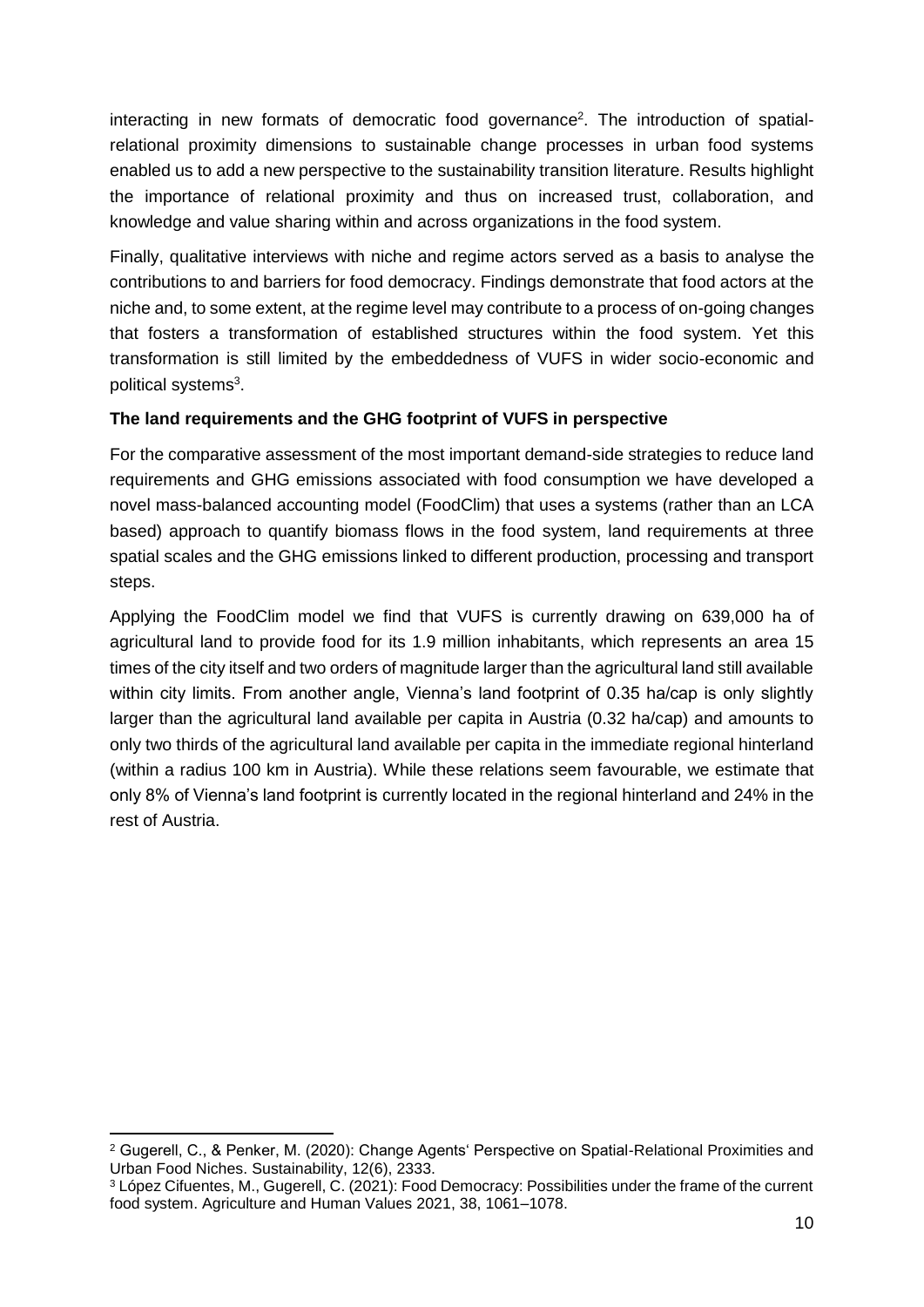interacting in new formats of democratic food governance[2]. The introduction of spatial-relational proximity dimensions to sustainable change processes in urban food systems enabled us to add a new perspective to the sustainability transition literature. Results highlight the importance of relational proximity and thus on increased trust, collaboration, and knowledge and value sharing within and across organizations in the food system.

Finally, qualitative interviews with niche and regime actors served as a basis to analyse the contributions to and barriers for food democracy. Findings demonstrate that food actors at the niche and, to some extent, at the regime level may contribute to a process of on-going changes that fosters a transformation of established structures within the food system. Yet this transformation is still limited by the embeddedness of VUFS in wider socio-economic and political systems[3].

**The land requirements and the GHG footprint of VUFS in perspective**

For the comparative assessment of the most important demand-side strategies to reduce land requirements and GHG emissions associated with food consumption we have developed a novel mass-balanced accounting model (FoodClim) that uses a systems (rather than an LCA based) approach to quantify biomass flows in the food system, land requirements at three spatial scales and the GHG emissions linked to different production, processing and transport steps.

Applying the FoodClim model we find that VUFS is currently drawing on 639,000 ha of agricultural land to provide food for its 1.9 million inhabitants, which represents an area 15 times of the city itself and two orders of magnitude larger than the agricultural land still available within city limits. From another angle, Vienna's land footprint of 0.35 ha/cap is only slightly larger than the agricultural land available per capita in Austria (0.32 ha/cap) and amounts to only two thirds of the agricultural land available per capita in the immediate regional hinterland (within a radius 100 km in Austria). While these relations seem favourable, we estimate that only 8% of Vienna's land footprint is currently located in the regional hinterland and 24% in the rest of Austria.

---

[2] Gugerell, C., & Penker, M. (2020): Change Agents' Perspective on Spatial-Relational Proximities and Urban Food Niches. Sustainability, 12(6), 2333.

[3] López Cifuentes, M., Gugerell, C. (2021): Food Democracy: Possibilities under the frame of the current food system. Agriculture and Human Values 2021, 38, 1061–1078.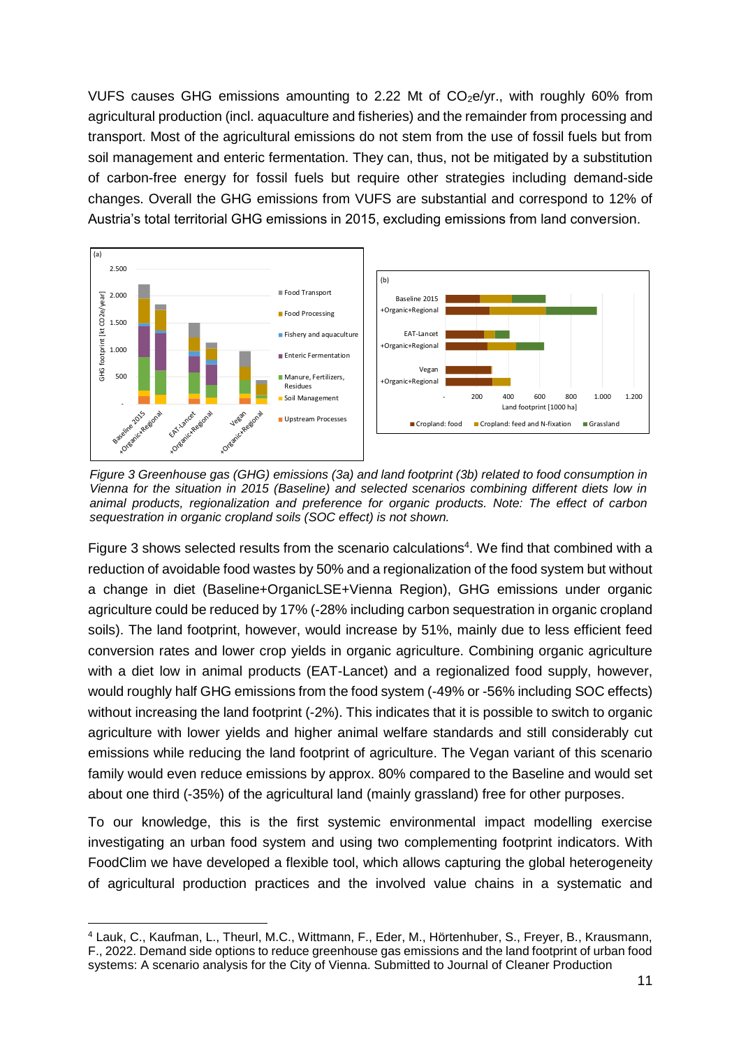VUFS causes GHG emissions amounting to 2.22 Mt of $CO_2e$/yr., with roughly 60% from agricultural production (incl. aquaculture and fisheries) and the remainder from processing and transport. Most of the agricultural emissions do not stem from the use of fossil fuels but from soil management and enteric fermentation. They can, thus, not be mitigated by a substitution of carbon-free energy for fossil fuels but require other strategies including demand-side changes. Overall the GHG emissions from VUFS are substantial and correspond to 12% of Austria's total territorial GHG emissions in 2015, excluding emissions from land conversion.

*Figure 3 Greenhouse gas (GHG) emissions (3a) and land footprint (3b) related to food consumption in Vienna for the situation in 2015 (Baseline) and selected scenarios combining different diets low in animal products, regionalization and preference for organic products. Note: The effect of carbon sequestration in organic cropland soils (SOC effect) is not shown.*

Figure 3 shows selected results from the scenario calculations[4]. We find that combined with a reduction of avoidable food wastes by 50% and a regionalization of the food system but without a change in diet (Baseline+OrganicLSE+Vienna Region), GHG emissions under organic agriculture could be reduced by 17% (-28% including carbon sequestration in organic cropland soils). The land footprint, however, would increase by 51%, mainly due to less efficient feed conversion rates and lower crop yields in organic agriculture. Combining organic agriculture with a diet low in animal products (EAT-Lancet) and a regionalized food supply, however, would roughly half GHG emissions from the food system (-49% or -56% including SOC effects) without increasing the land footprint (-2%). This indicates that it is possible to switch to organic agriculture with lower yields and higher animal welfare standards and still considerably cut emissions while reducing the land footprint of agriculture. The Vegan variant of this scenario family would even reduce emissions by approx. 80% compared to the Baseline and would set about one third (-35%) of the agricultural land (mainly grassland) free for other purposes.

To our knowledge, this is the first systemic environmental impact modelling exercise investigating an urban food system and using two complementing footprint indicators. With FoodClim we have developed a flexible tool, which allows capturing the global heterogeneity of agricultural production practices and the involved value chains in a systematic and

[4] Lauk, C., Kaufman, L., Theurl, M.C., Wittmann, F., Eder, M., Hörtenhuber, S., Freyer, B., Krausmann, F., 2022. Demand side options to reduce greenhouse gas emissions and the land footprint of urban food systems: A scenario analysis for the City of Vienna. Submitted to Journal of Cleaner Production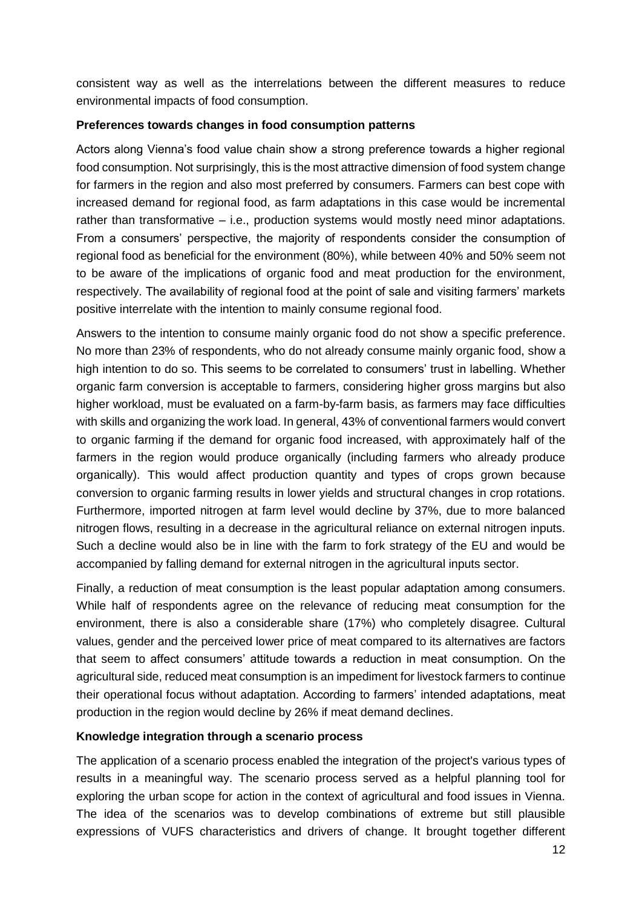consistent way as well as the interrelations between the different measures to reduce environmental impacts of food consumption.

**Preferences towards changes in food consumption patterns**

Actors along Vienna's food value chain show a strong preference towards a higher regional food consumption. Not surprisingly, this is the most attractive dimension of food system change for farmers in the region and also most preferred by consumers. Farmers can best cope with increased demand for regional food, as farm adaptations in this case would be incremental rather than transformative – i.e., production systems would mostly need minor adaptations. From a consumers' perspective, the majority of respondents consider the consumption of regional food as beneficial for the environment (80%), while between 40% and 50% seem not to be aware of the implications of organic food and meat production for the environment, respectively. The availability of regional food at the point of sale and visiting farmers' markets positive interrelate with the intention to mainly consume regional food.

Answers to the intention to consume mainly organic food do not show a specific preference. No more than 23% of respondents, who do not already consume mainly organic food, show a high intention to do so. This seems to be correlated to consumers' trust in labelling. Whether organic farm conversion is acceptable to farmers, considering higher gross margins but also higher workload, must be evaluated on a farm-by-farm basis, as farmers may face difficulties with skills and organizing the work load. In general, 43% of conventional farmers would convert to organic farming if the demand for organic food increased, with approximately half of the farmers in the region would produce organically (including farmers who already produce organically). This would affect production quantity and types of crops grown because conversion to organic farming results in lower yields and structural changes in crop rotations. Furthermore, imported nitrogen at farm level would decline by 37%, due to more balanced nitrogen flows, resulting in a decrease in the agricultural reliance on external nitrogen inputs. Such a decline would also be in line with the farm to fork strategy of the EU and would be accompanied by falling demand for external nitrogen in the agricultural inputs sector.

Finally, a reduction of meat consumption is the least popular adaptation among consumers. While half of respondents agree on the relevance of reducing meat consumption for the environment, there is also a considerable share (17%) who completely disagree. Cultural values, gender and the perceived lower price of meat compared to its alternatives are factors that seem to affect consumers' attitude towards a reduction in meat consumption. On the agricultural side, reduced meat consumption is an impediment for livestock farmers to continue their operational focus without adaptation. According to farmers' intended adaptations, meat production in the region would decline by 26% if meat demand declines.

**Knowledge integration through a scenario process**

The application of a scenario process enabled the integration of the project's various types of results in a meaningful way. The scenario process served as a helpful planning tool for exploring the urban scope for action in the context of agricultural and food issues in Vienna. The idea of the scenarios was to develop combinations of extreme but still plausible expressions of VUFS characteristics and drivers of change. It brought together different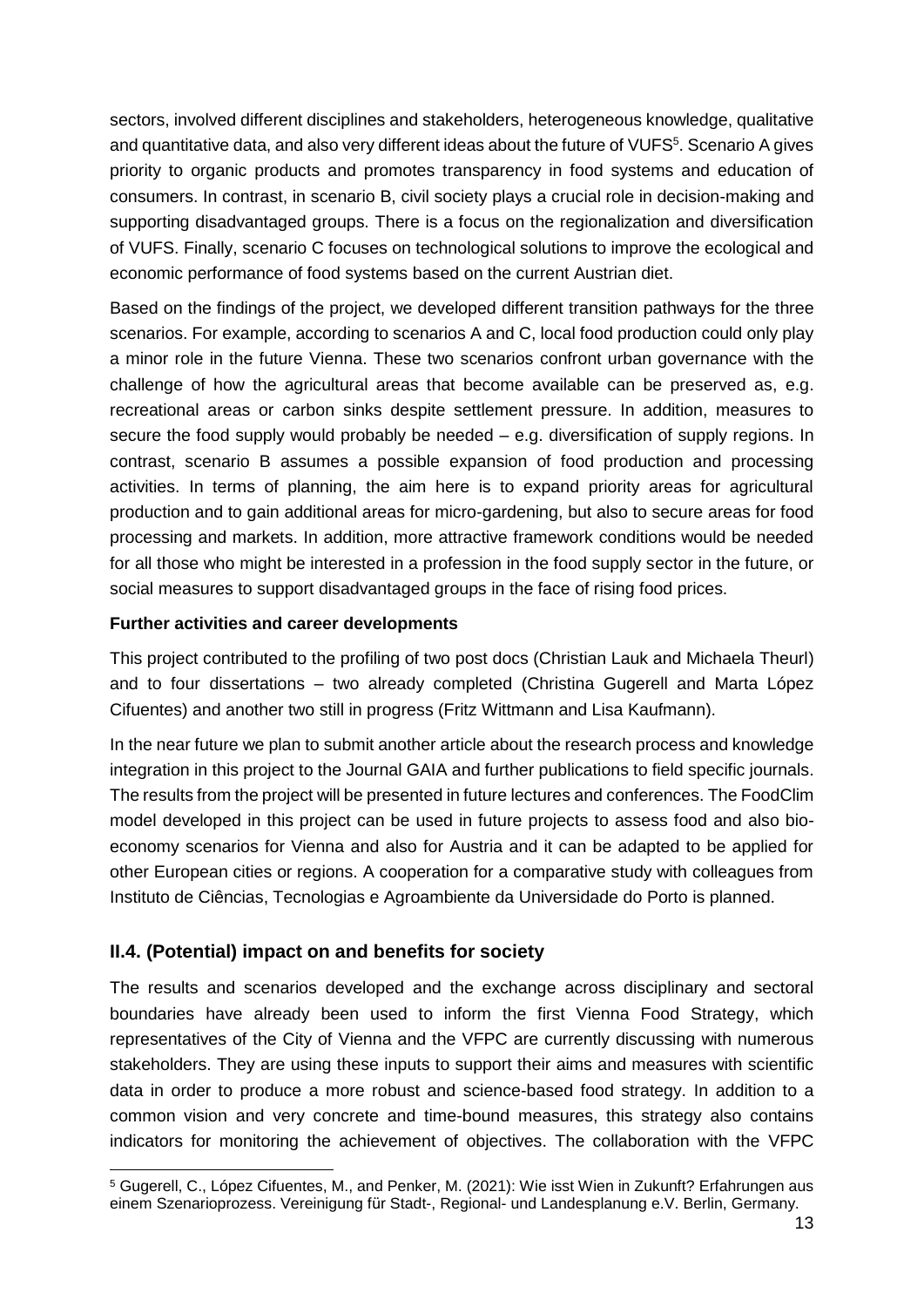sectors, involved different disciplines and stakeholders, heterogeneous knowledge, qualitative and quantitative data, and also very different ideas about the future of VUFS[5]. Scenario A gives priority to organic products and promotes transparency in food systems and education of consumers. In contrast, in scenario B, civil society plays a crucial role in decision-making and supporting disadvantaged groups. There is a focus on the regionalization and diversification of VUFS. Finally, scenario C focuses on technological solutions to improve the ecological and economic performance of food systems based on the current Austrian diet.

Based on the findings of the project, we developed different transition pathways for the three scenarios. For example, according to scenarios A and C, local food production could only play a minor role in the future Vienna. These two scenarios confront urban governance with the challenge of how the agricultural areas that become available can be preserved as, e.g. recreational areas or carbon sinks despite settlement pressure. In addition, measures to secure the food supply would probably be needed – e.g. diversification of supply regions. In contrast, scenario B assumes a possible expansion of food production and processing activities. In terms of planning, the aim here is to expand priority areas for agricultural production and to gain additional areas for micro-gardening, but also to secure areas for food processing and markets. In addition, more attractive framework conditions would be needed for all those who might be interested in a profession in the food supply sector in the future, or social measures to support disadvantaged groups in the face of rising food prices.

**Further activities and career developments**

This project contributed to the profiling of two post docs (Christian Lauk and Michaela Theurl) and to four dissertations – two already completed (Christina Gugerell and Marta López Cifuentes) and another two still in progress (Fritz Wittmann and Lisa Kaufmann).

In the near future we plan to submit another article about the research process and knowledge integration in this project to the Journal GAIA and further publications to field specific journals. The results from the project will be presented in future lectures and conferences. The FoodClim model developed in this project can be used in future projects to assess food and also bio-economy scenarios for Vienna and also for Austria and it can be adapted to be applied for other European cities or regions. A cooperation for a comparative study with colleagues from Instituto de Ciências, Tecnologias e Agroambiente da Universidade do Porto is planned.

## II.4. (Potential) impact on and benefits for society

The results and scenarios developed and the exchange across disciplinary and sectoral boundaries have already been used to inform the first Vienna Food Strategy, which representatives of the City of Vienna and the VFPC are currently discussing with numerous stakeholders. They are using these inputs to support their aims and measures with scientific data in order to produce a more robust and science-based food strategy. In addition to a common vision and very concrete and time-bound measures, this strategy also contains indicators for monitoring the achievement of objectives. The collaboration with the VFPC

[5] Gugerell, C., López Cifuentes, M., and Penker, M. (2021): Wie isst Wien in Zukunft? Erfahrungen aus einem Szenarioprozess. Vereinigung für Stadt-, Regional- und Landesplanung e.V. Berlin, Germany.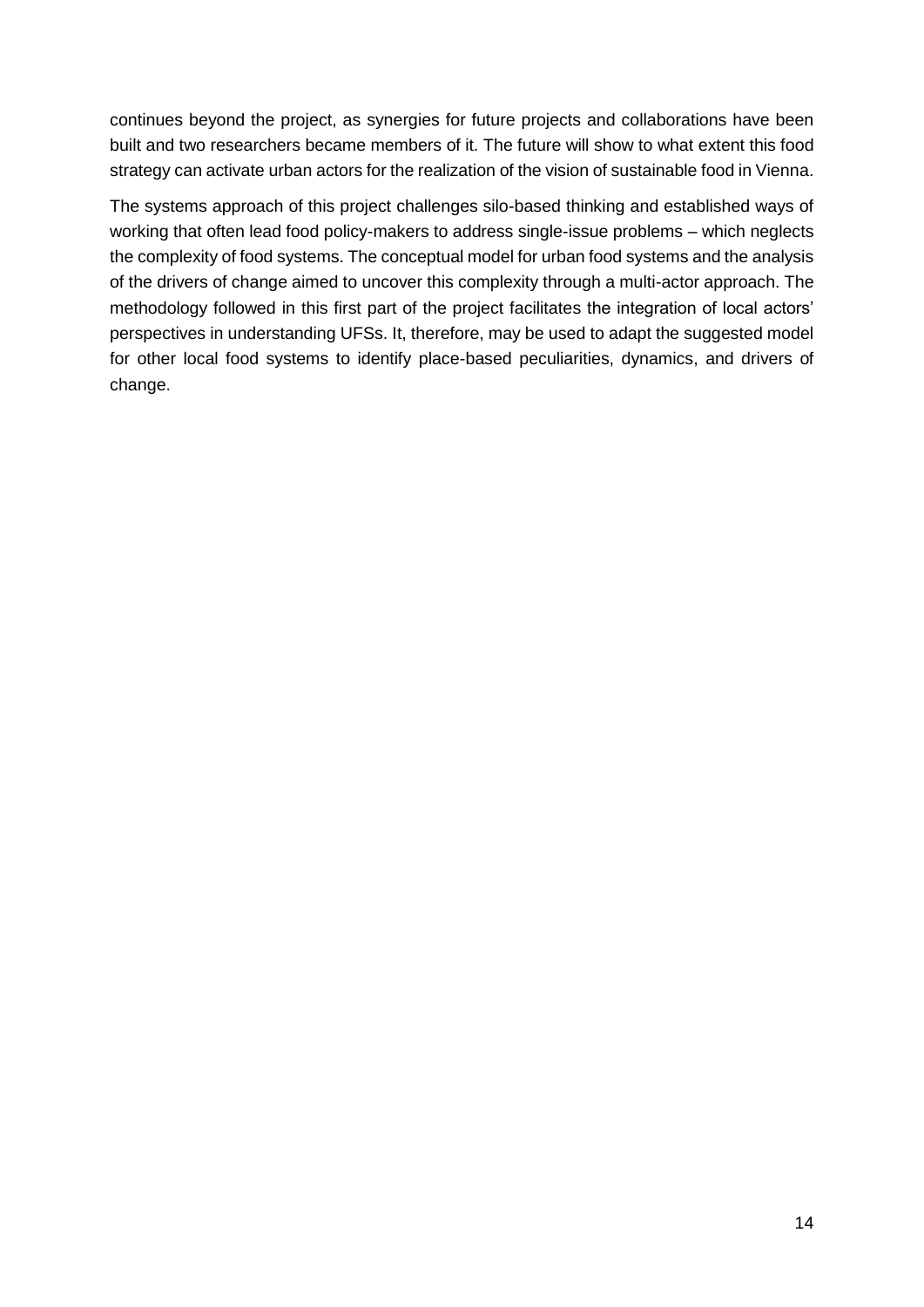continues beyond the project, as synergies for future projects and collaborations have been built and two researchers became members of it. The future will show to what extent this food strategy can activate urban actors for the realization of the vision of sustainable food in Vienna.

The systems approach of this project challenges silo-based thinking and established ways of working that often lead food policy-makers to address single-issue problems – which neglects the complexity of food systems. The conceptual model for urban food systems and the analysis of the drivers of change aimed to uncover this complexity through a multi-actor approach. The methodology followed in this first part of the project facilitates the integration of local actors' perspectives in understanding UFSs. It, therefore, may be used to adapt the suggested model for other local food systems to identify place-based peculiarities, dynamics, and drivers of change.